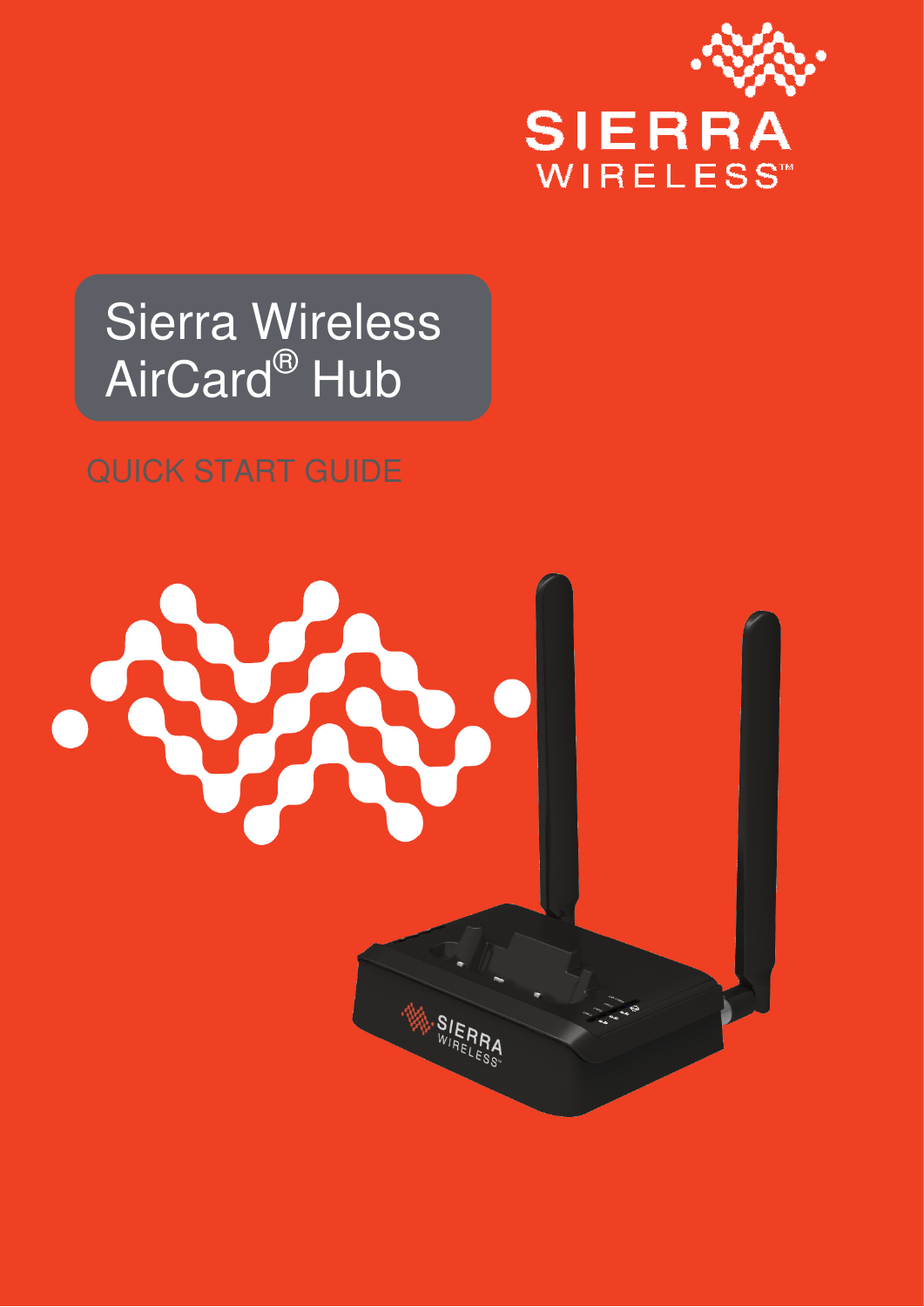SIERRA WIRELESS™

# Sierra Wireless AirCard® Hub

QUICK START GUIDE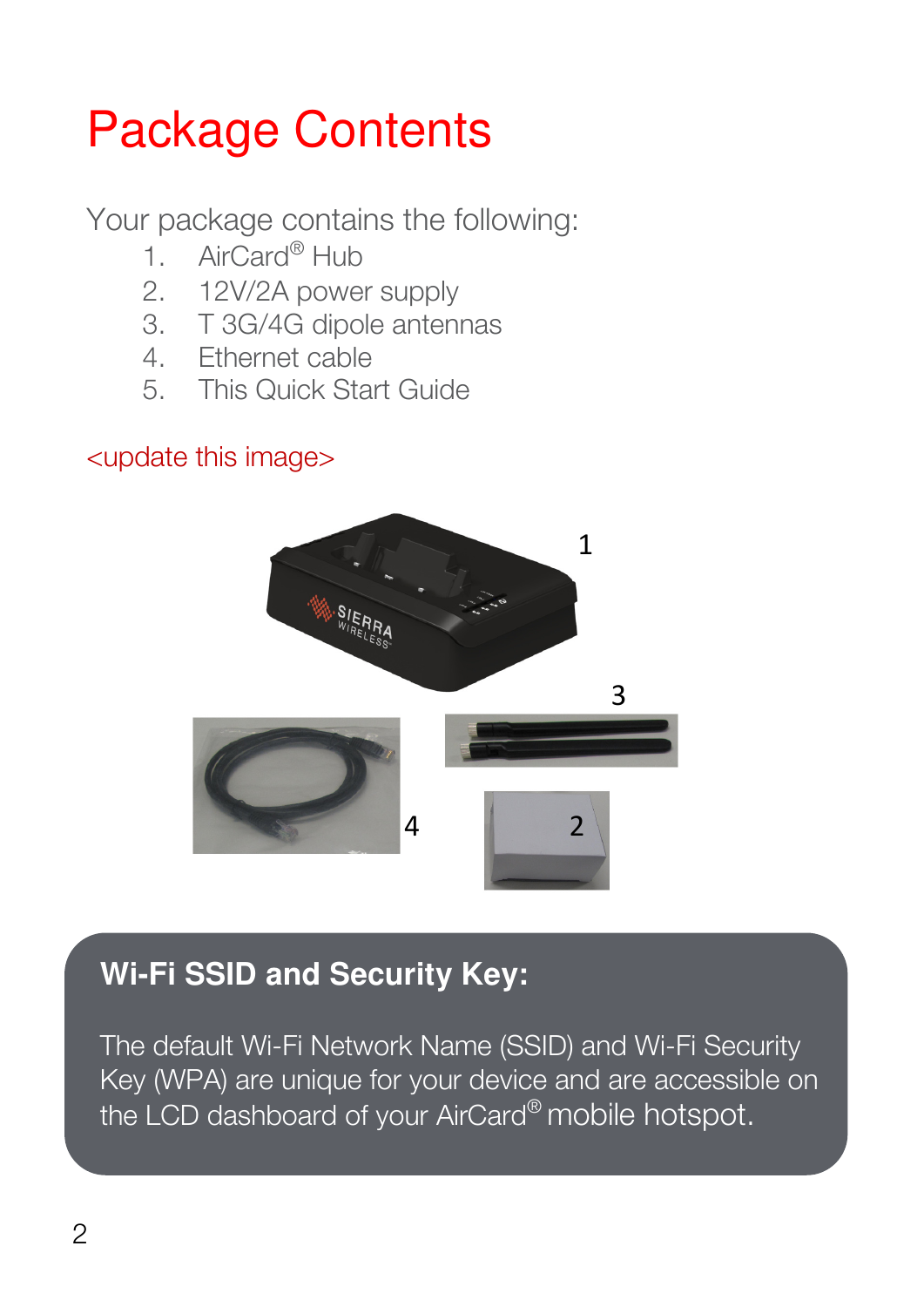# Package Contents

Your package contains the following:

1. AirCard® Hub
2. 12V/2A power supply
3. T 3G/4G dipole antennas
4. Ethernet cable
5. This Quick Start Guide

<update this image>

## Wi-Fi SSID and Security Key:

The default Wi-Fi Network Name (SSID) and Wi-Fi Security Key (WPA) are unique for your device and are accessible on the LCD dashboard of your AirCard® mobile hotspot.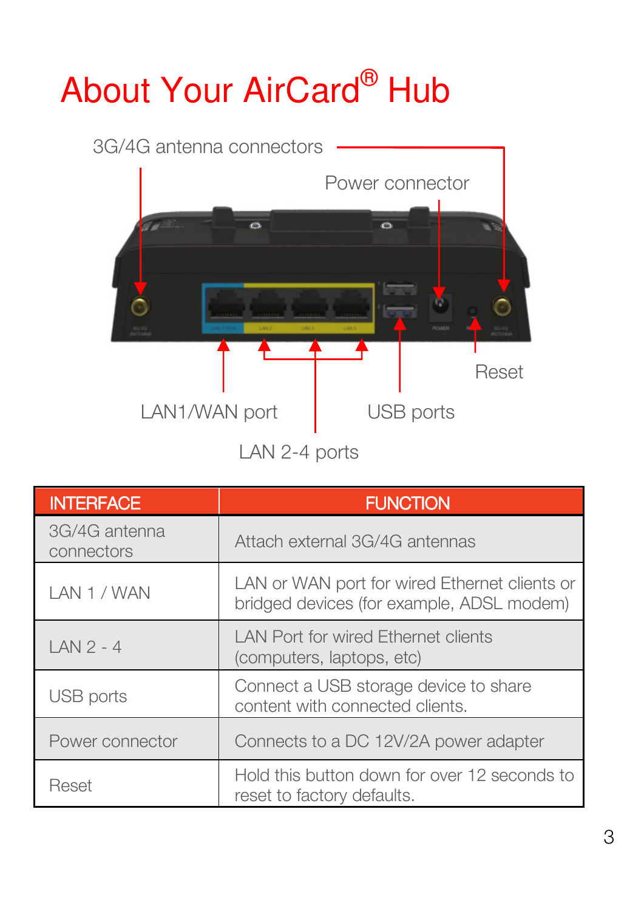# About Your AirCard® Hub

3G/4G antenna connectors

Power connector

Reset

LAN1/WAN port

USB ports

LAN 2-4 ports

| INTERFACE | FUNCTION |
|---|---|
| 3G/4G antenna connectors | Attach external 3G/4G antennas |
| LAN 1 / WAN | LAN or WAN port for wired Ethernet clients or bridged devices (for example, ADSL modem) |
| LAN 2 - 4 | LAN Port for wired Ethernet clients (computers, laptops, etc) |
| USB ports | Connect a USB storage device to share content with connected clients. |
| Power connector | Connects to a DC 12V/2A power adapter |
| Reset | Hold this button down for over 12 seconds to reset to factory defaults. |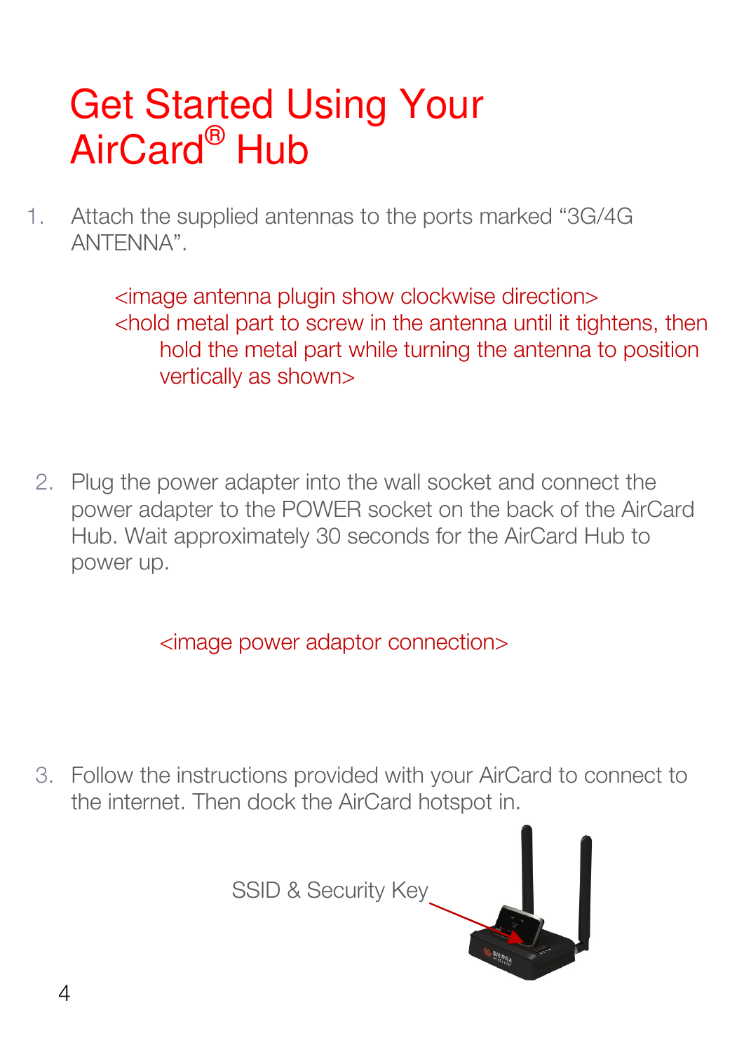# Get Started Using Your AirCard® Hub

1. Attach the supplied antennas to the ports marked "3G/4G ANTENNA".

   <image antenna plugin show clockwise direction>
   <hold metal part to screw in the antenna until it tightens, then hold the metal part while turning the antenna to position vertically as shown>

2. Plug the power adapter into the wall socket and connect the power adapter to the POWER socket on the back of the AirCard Hub. Wait approximately 30 seconds for the AirCard Hub to power up.

   <image power adaptor connection>

3. Follow the instructions provided with your AirCard to connect to the internet. Then dock the AirCard hotspot in.

SSID & Security Key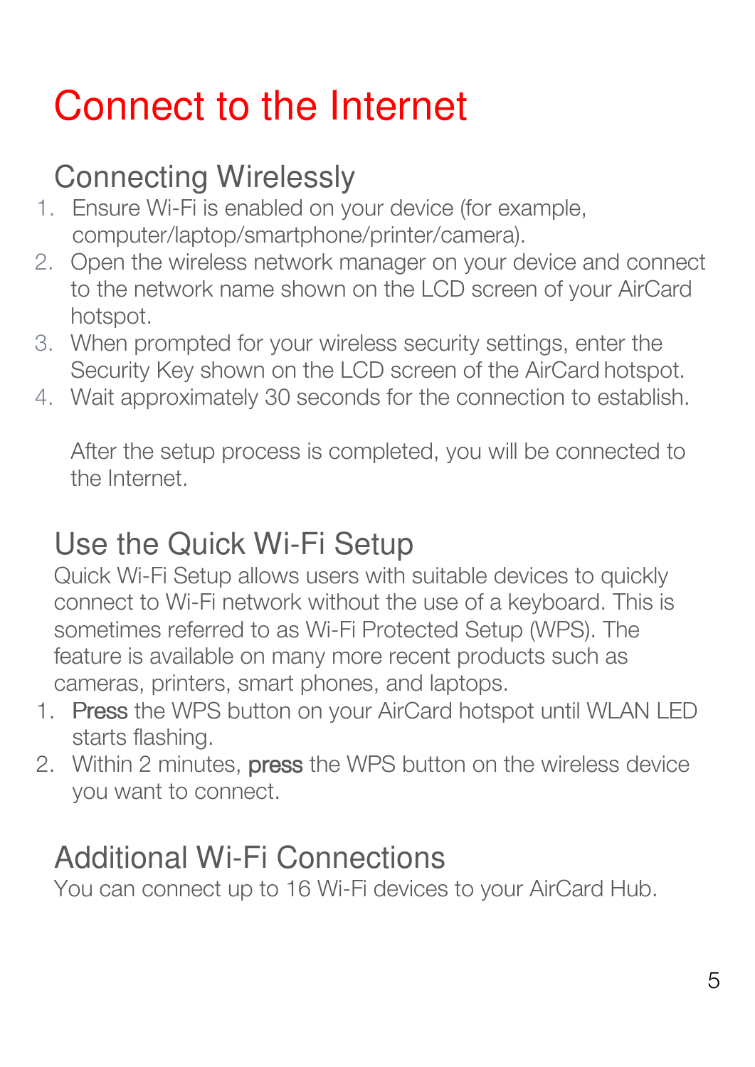# Connect to the Internet

## Connecting Wirelessly

1. Ensure Wi-Fi is enabled on your device (for example, computer/laptop/smartphone/printer/camera).
2. Open the wireless network manager on your device and connect to the network name shown on the LCD screen of your AirCard hotspot.
3. When prompted for your wireless security settings, enter the Security Key shown on the LCD screen of the AirCard hotspot.
4. Wait approximately 30 seconds for the connection to establish.

   After the setup process is completed, you will be connected to the Internet.

## Use the Quick Wi-Fi Setup

Quick Wi-Fi Setup allows users with suitable devices to quickly connect to Wi-Fi network without the use of a keyboard. This is sometimes referred to as Wi-Fi Protected Setup (WPS). The feature is available on many more recent products such as cameras, printers, smart phones, and laptops.

1. Press the WPS button on your AirCard hotspot until WLAN LED starts flashing.
2. Within 2 minutes, press the WPS button on the wireless device you want to connect.

## Additional Wi-Fi Connections

You can connect up to 16 Wi-Fi devices to your AirCard Hub.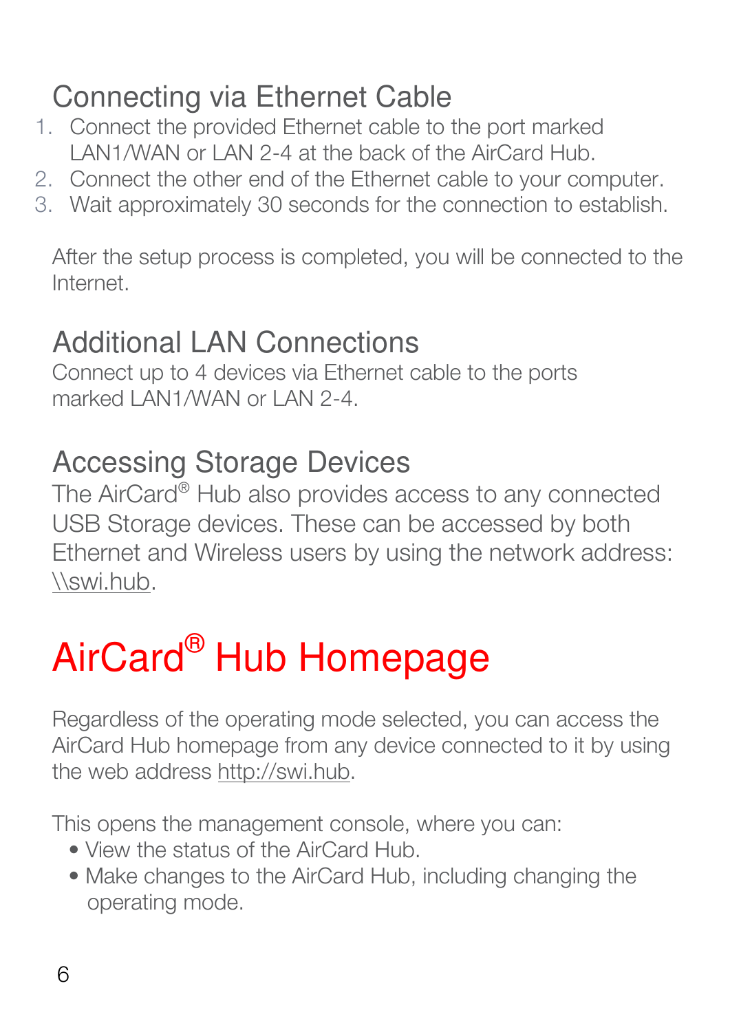## Connecting via Ethernet Cable

1. Connect the provided Ethernet cable to the port marked LAN1/WAN or LAN 2-4 at the back of the AirCard Hub.
2. Connect the other end of the Ethernet cable to your computer.
3. Wait approximately 30 seconds for the connection to establish.

After the setup process is completed, you will be connected to the Internet.

## Additional LAN Connections

Connect up to 4 devices via Ethernet cable to the ports marked LAN1/WAN or LAN 2-4.

## Accessing Storage Devices

The AirCard® Hub also provides access to any connected USB Storage devices. These can be accessed by both Ethernet and Wireless users by using the network address: \\swi.hub.

# AirCard® Hub Homepage

Regardless of the operating mode selected, you can access the AirCard Hub homepage from any device connected to it by using the web address http://swi.hub.

This opens the management console, where you can:

- View the status of the AirCard Hub.
- Make changes to the AirCard Hub, including changing the operating mode.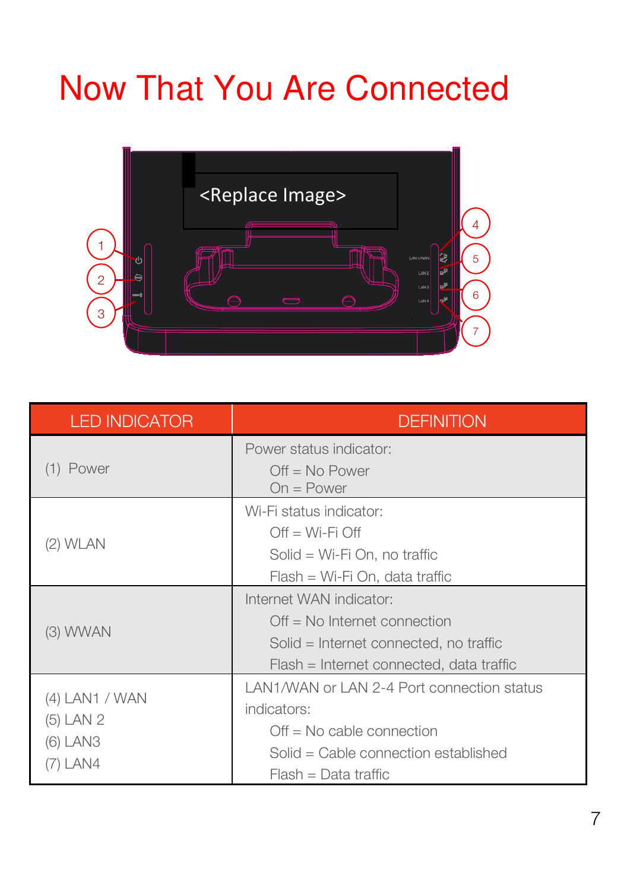# Now That You Are Connected

| LED INDICATOR | DEFINITION |
| --- | --- |
| (1) Power | Power status indicator:<br>Off = No Power<br>On = Power |
| (2) WLAN | Wi-Fi status indicator:<br>Off = Wi-Fi Off<br>Solid = Wi-Fi On, no traffic<br>Flash = Wi-Fi On, data traffic |
| (3) WWAN | Internet WAN indicator:<br>Off = No Internet connection<br>Solid = Internet connected, no traffic<br>Flash = Internet connected, data traffic |
| (4) LAN1 / WAN<br>(5) LAN 2<br>(6) LAN3<br>(7) LAN4 | LAN1/WAN or LAN 2-4 Port connection status indicators:<br>Off = No cable connection<br>Solid = Cable connection established<br>Flash = Data traffic |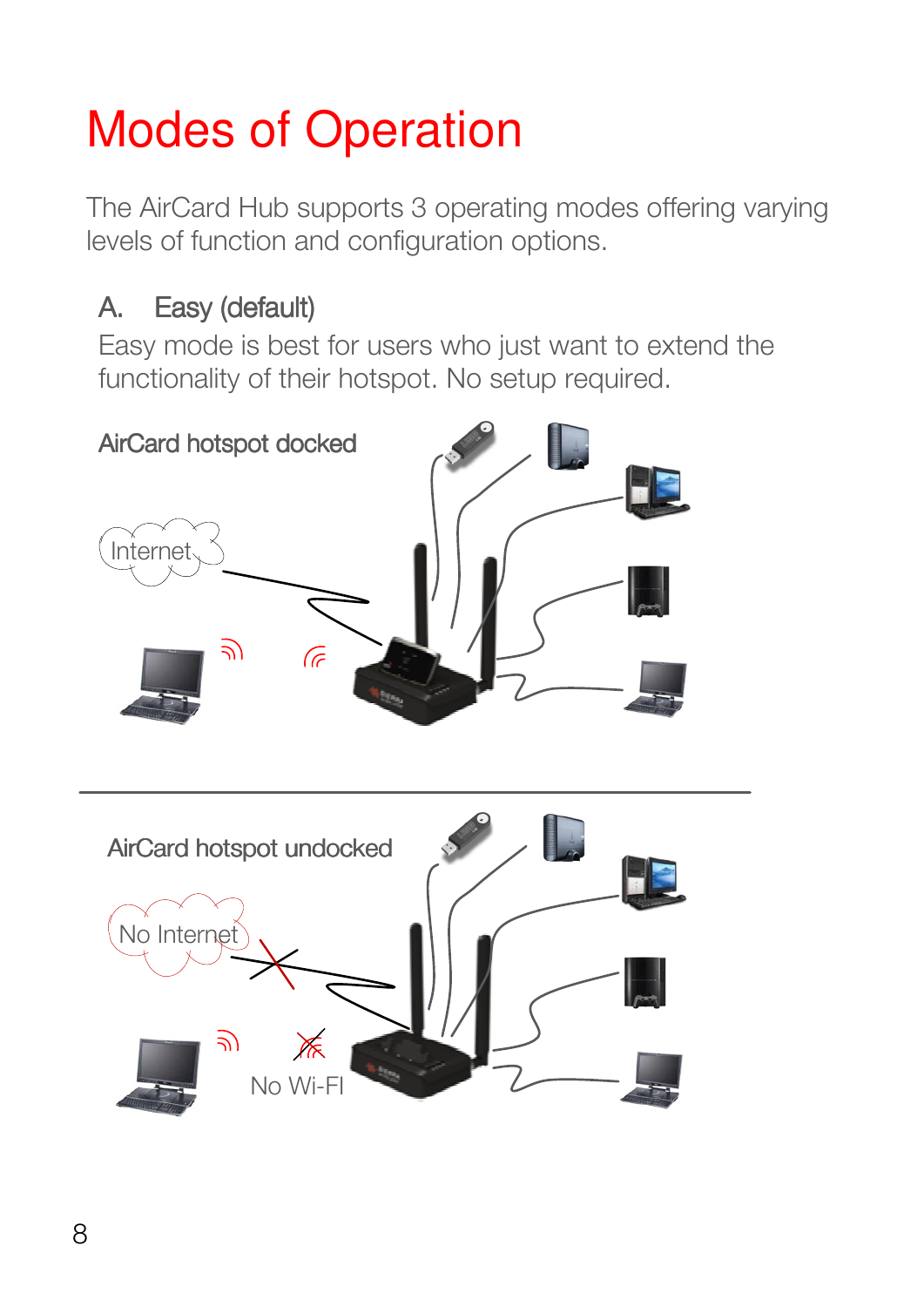# Modes of Operation

The AirCard Hub supports 3 operating modes offering varying levels of function and configuration options.

## A. Easy (default)

Easy mode is best for users who just want to extend the functionality of their hotspot. No setup required.

AirCard hotspot docked

Internet

AirCard hotspot undocked

No Internet

No Wi-FI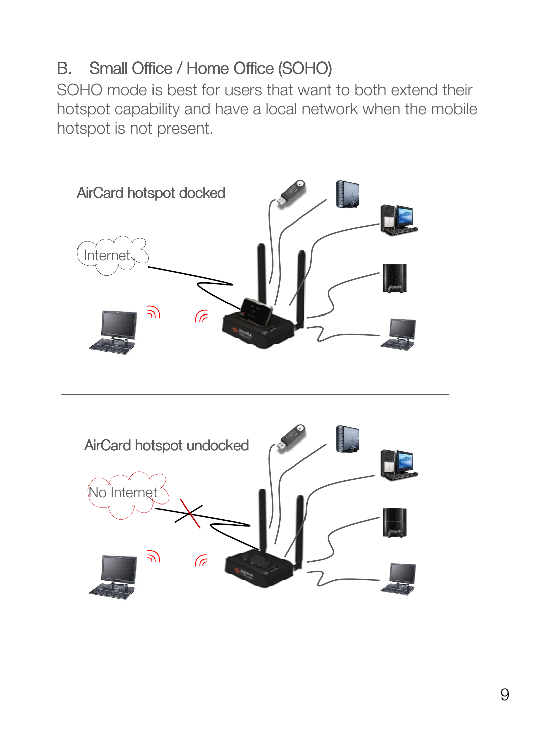## B. Small Office / Home Office (SOHO)

SOHO mode is best for users that want to both extend their hotspot capability and have a local network when the mobile hotspot is not present.

AirCard hotspot docked

Internet

AirCard hotspot undocked

No Internet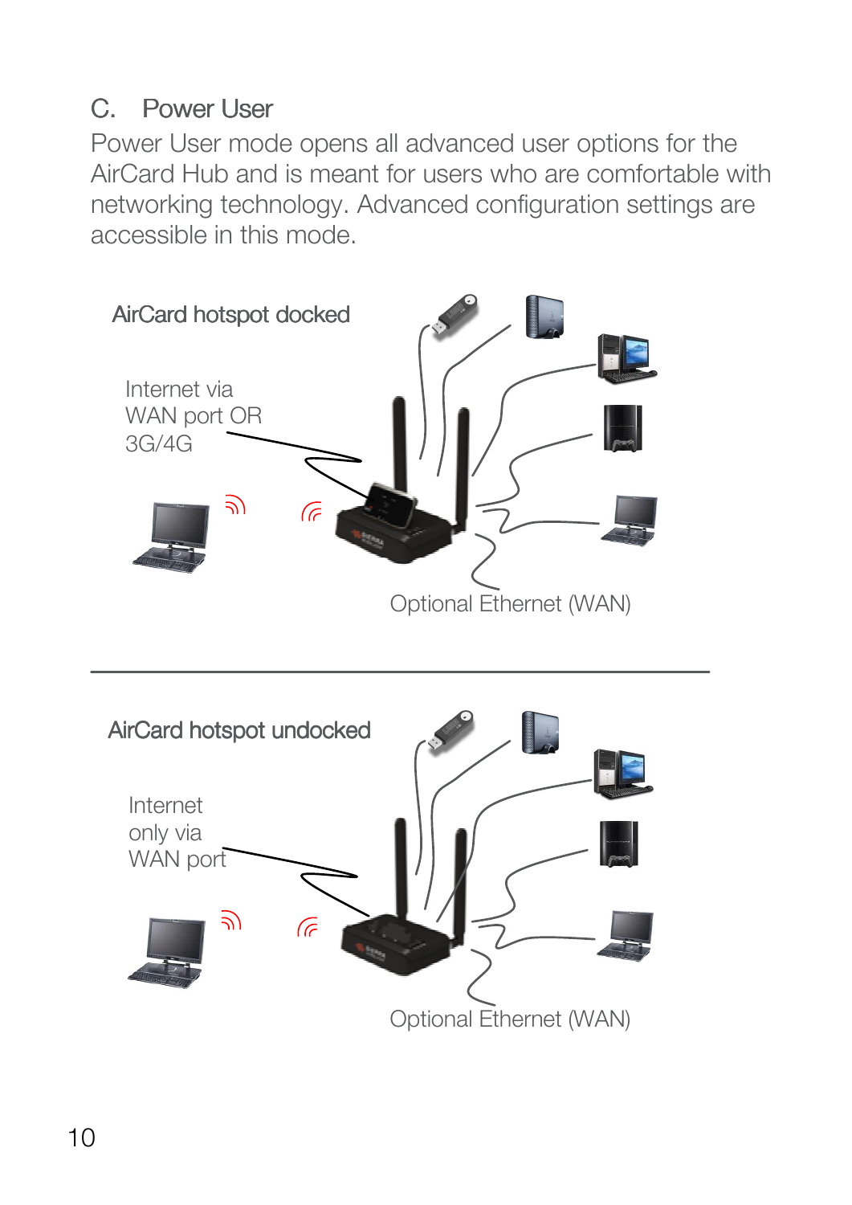## C. Power User

Power User mode opens all advanced user options for the AirCard Hub and is meant for users who are comfortable with networking technology. Advanced configuration settings are accessible in this mode.

AirCard hotspot docked

Internet via WAN port OR 3G/4G

Optional Ethernet (WAN)

AirCard hotspot undocked

Internet only via WAN port

Optional Ethernet (WAN)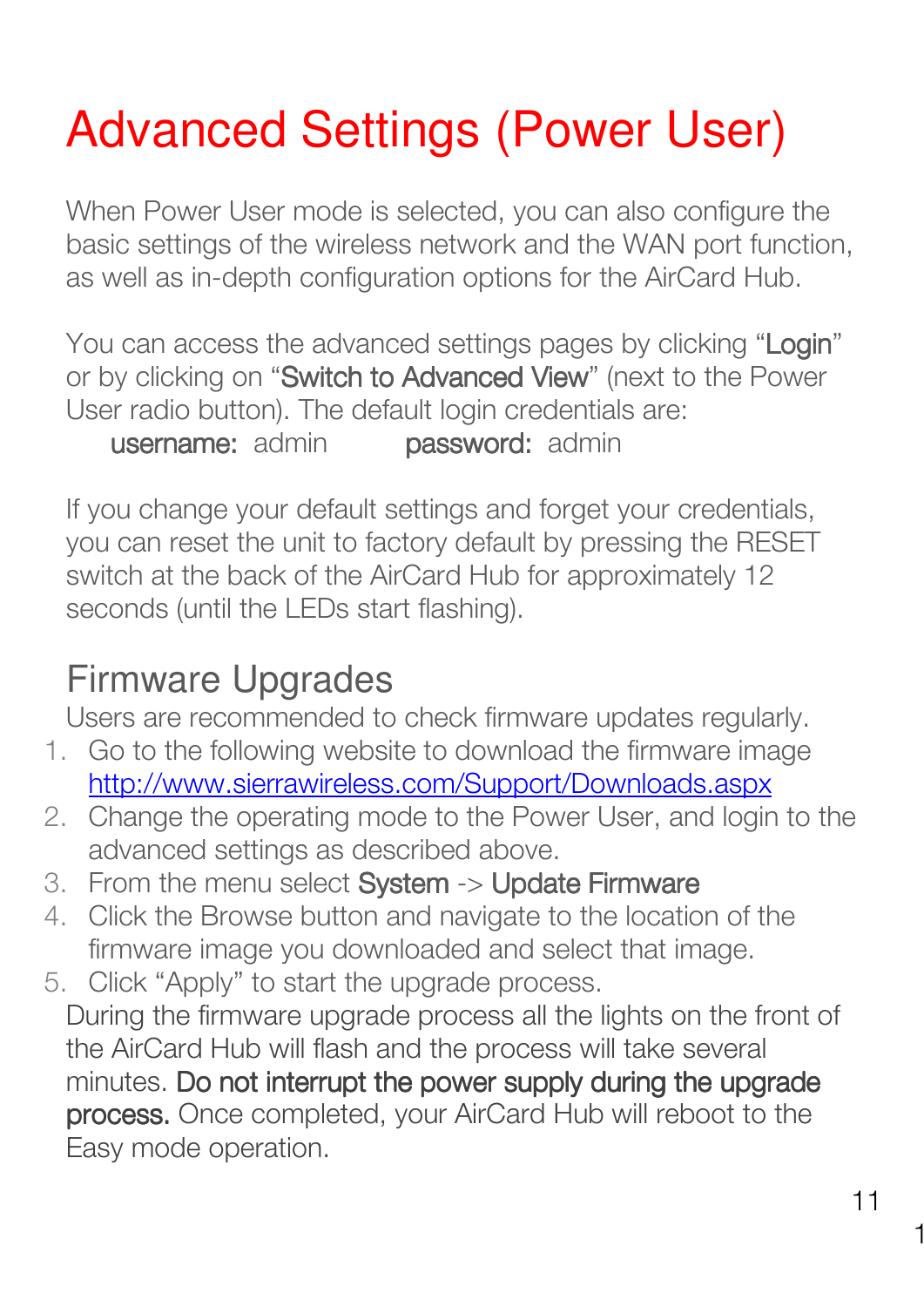# Advanced Settings (Power User)

When Power User mode is selected, you can also configure the basic settings of the wireless network and the WAN port function, as well as in-depth configuration options for the AirCard Hub.

You can access the advanced settings pages by clicking "**Login**" or by clicking on "**Switch to Advanced View**" (next to the Power User radio button). The default login credentials are:

**username:** admin  **password:** admin

If you change your default settings and forget your credentials, you can reset the unit to factory default by pressing the RESET switch at the back of the AirCard Hub for approximately 12 seconds (until the LEDs start flashing).

## Firmware Upgrades

Users are recommended to check firmware updates regularly.

1. Go to the following website to download the firmware image [http://www.sierrawireless.com/Support/Downloads.aspx](http://www.sierrawireless.com/Support/Downloads.aspx)
2. Change the operating mode to the Power User, and login to the advanced settings as described above.
3. From the menu select **System** -> **Update Firmware**
4. Click the Browse button and navigate to the location of the firmware image you downloaded and select that image.
5. Click "Apply" to start the upgrade process.

During the firmware upgrade process all the lights on the front of the AirCard Hub will flash and the process will take several minutes. **Do not interrupt the power supply during the upgrade process.** Once completed, your AirCard Hub will reboot to the Easy mode operation.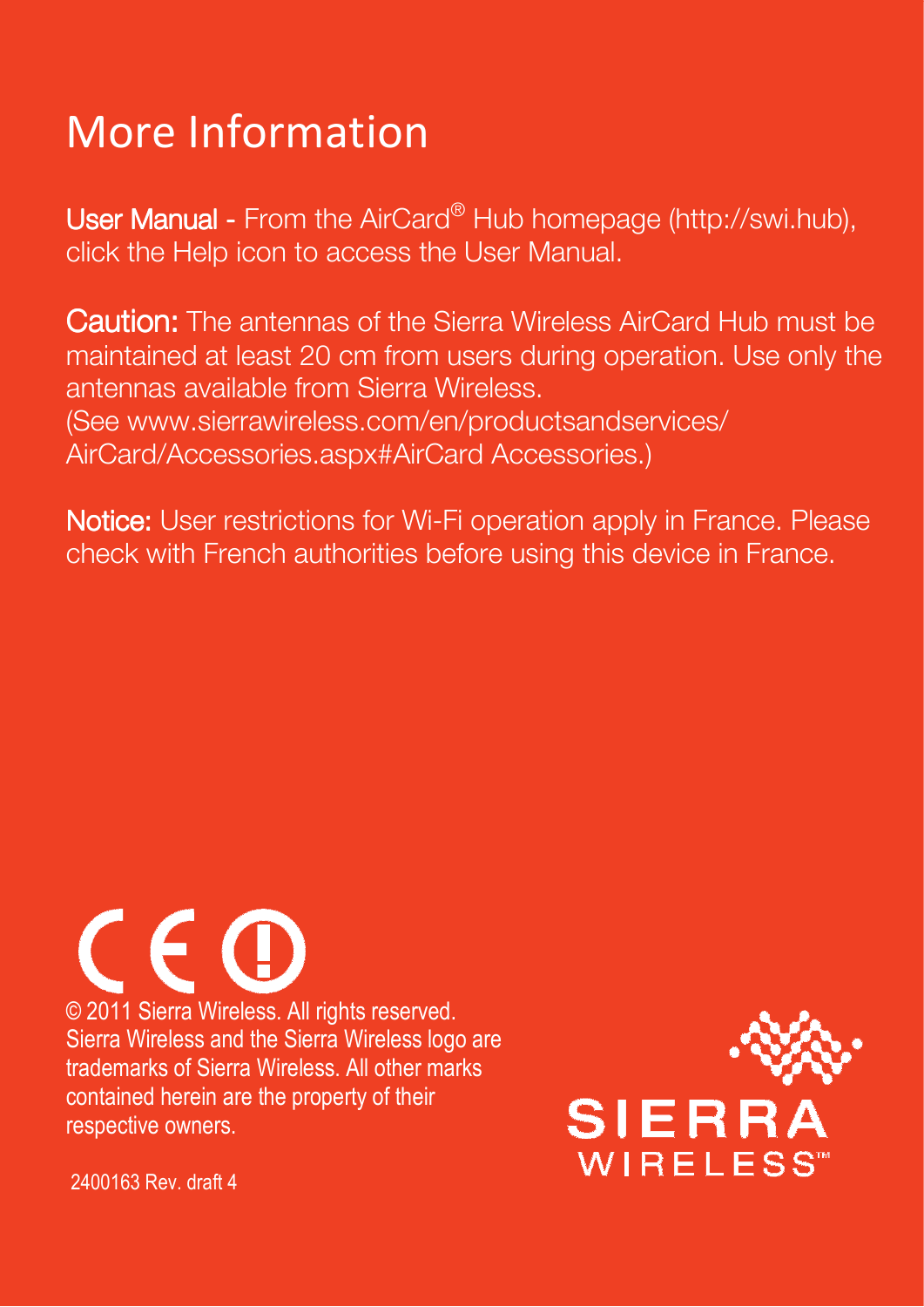# More Information

**User Manual -** From the AirCard® Hub homepage (http://swi.hub), click the Help icon to access the User Manual.

**Caution:** The antennas of the Sierra Wireless AirCard Hub must be maintained at least 20 cm from users during operation. Use only the antennas available from Sierra Wireless.
(See www.sierrawireless.com/en/productsandservices/AirCard/Accessories.aspx#AirCard Accessories.)

**Notice:** User restrictions for Wi-Fi operation apply in France. Please check with French authorities before using this device in France.

© 2011 Sierra Wireless. All rights reserved. Sierra Wireless and the Sierra Wireless logo are trademarks of Sierra Wireless. All other marks contained herein are the property of their respective owners.

2400163 Rev. draft 4

SIERRA WIRELESS™